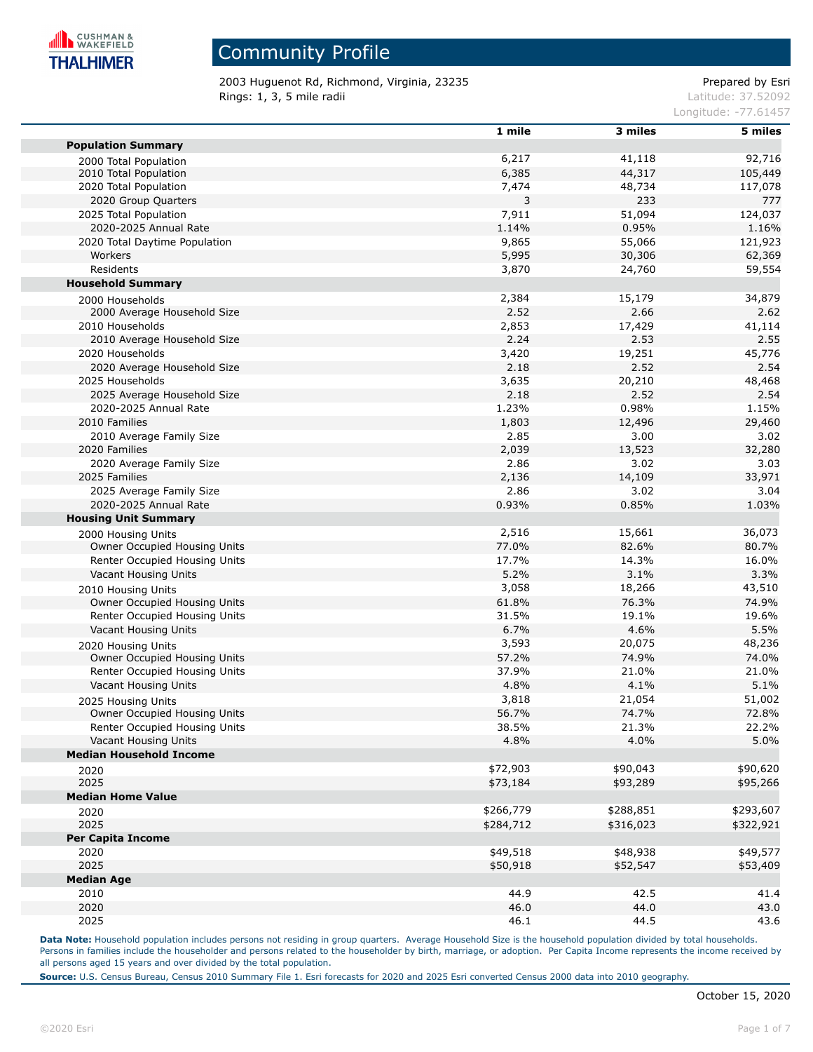# Community Profile

2003 Huguenot Rd, Richmond, Virginia, 23235
Rings: 1, 3, 5 mile radii

Prepared by Esri
Latitude: 37.52092
Longitude: -77.61457

| | 1 mile | 3 miles | 5 miles |
|---|---|---|---|
| **Population Summary** | | | |
| 2000 Total Population | 6,217 | 41,118 | 92,716 |
| 2010 Total Population | 6,385 | 44,317 | 105,449 |
| 2020 Total Population | 7,474 | 48,734 | 117,078 |
| 2020 Group Quarters | 3 | 233 | 777 |
| 2025 Total Population | 7,911 | 51,094 | 124,037 |
| 2020-2025 Annual Rate | 1.14% | 0.95% | 1.16% |
| 2020 Total Daytime Population | 9,865 | 55,066 | 121,923 |
| Workers | 5,995 | 30,306 | 62,369 |
| Residents | 3,870 | 24,760 | 59,554 |
| **Household Summary** | | | |
| 2000 Households | 2,384 | 15,179 | 34,879 |
| 2000 Average Household Size | 2.52 | 2.66 | 2.62 |
| 2010 Households | 2,853 | 17,429 | 41,114 |
| 2010 Average Household Size | 2.24 | 2.53 | 2.55 |
| 2020 Households | 3,420 | 19,251 | 45,776 |
| 2020 Average Household Size | 2.18 | 2.52 | 2.54 |
| 2025 Households | 3,635 | 20,210 | 48,468 |
| 2025 Average Household Size | 2.18 | 2.52 | 2.54 |
| 2020-2025 Annual Rate | 1.23% | 0.98% | 1.15% |
| 2010 Families | 1,803 | 12,496 | 29,460 |
| 2010 Average Family Size | 2.85 | 3.00 | 3.02 |
| 2020 Families | 2,039 | 13,523 | 32,280 |
| 2020 Average Family Size | 2.86 | 3.02 | 3.03 |
| 2025 Families | 2,136 | 14,109 | 33,971 |
| 2025 Average Family Size | 2.86 | 3.02 | 3.04 |
| 2020-2025 Annual Rate | 0.93% | 0.85% | 1.03% |
| **Housing Unit Summary** | | | |
| 2000 Housing Units | 2,516 | 15,661 | 36,073 |
| Owner Occupied Housing Units | 77.0% | 82.6% | 80.7% |
| Renter Occupied Housing Units | 17.7% | 14.3% | 16.0% |
| Vacant Housing Units | 5.2% | 3.1% | 3.3% |
| 2010 Housing Units | 3,058 | 18,266 | 43,510 |
| Owner Occupied Housing Units | 61.8% | 76.3% | 74.9% |
| Renter Occupied Housing Units | 31.5% | 19.1% | 19.6% |
| Vacant Housing Units | 6.7% | 4.6% | 5.5% |
| 2020 Housing Units | 3,593 | 20,075 | 48,236 |
| Owner Occupied Housing Units | 57.2% | 74.9% | 74.0% |
| Renter Occupied Housing Units | 37.9% | 21.0% | 21.0% |
| Vacant Housing Units | 4.8% | 4.1% | 5.1% |
| 2025 Housing Units | 3,818 | 21,054 | 51,002 |
| Owner Occupied Housing Units | 56.7% | 74.7% | 72.8% |
| Renter Occupied Housing Units | 38.5% | 21.3% | 22.2% |
| Vacant Housing Units | 4.8% | 4.0% | 5.0% |
| **Median Household Income** | | | |
| 2020 | $72,903 | $90,043 | $90,620 |
| 2025 | $73,184 | $93,289 | $95,266 |
| **Median Home Value** | | | |
| 2020 | $266,779 | $288,851 | $293,607 |
| 2025 | $284,712 | $316,023 | $322,921 |
| **Per Capita Income** | | | |
| 2020 | $49,518 | $48,938 | $49,577 |
| 2025 | $50,918 | $52,547 | $53,409 |
| **Median Age** | | | |
| 2010 | 44.9 | 42.5 | 41.4 |
| 2020 | 46.0 | 44.0 | 43.0 |
| 2025 | 46.1 | 44.5 | 43.6 |

**Data Note:** Household population includes persons not residing in group quarters. Average Household Size is the household population divided by total households. Persons in families include the householder and persons related to the householder by birth, marriage, or adoption. Per Capita Income represents the income received by all persons aged 15 years and over divided by the total population.

**Source:** U.S. Census Bureau, Census 2010 Summary File 1. Esri forecasts for 2020 and 2025 Esri converted Census 2000 data into 2010 geography.

October 15, 2020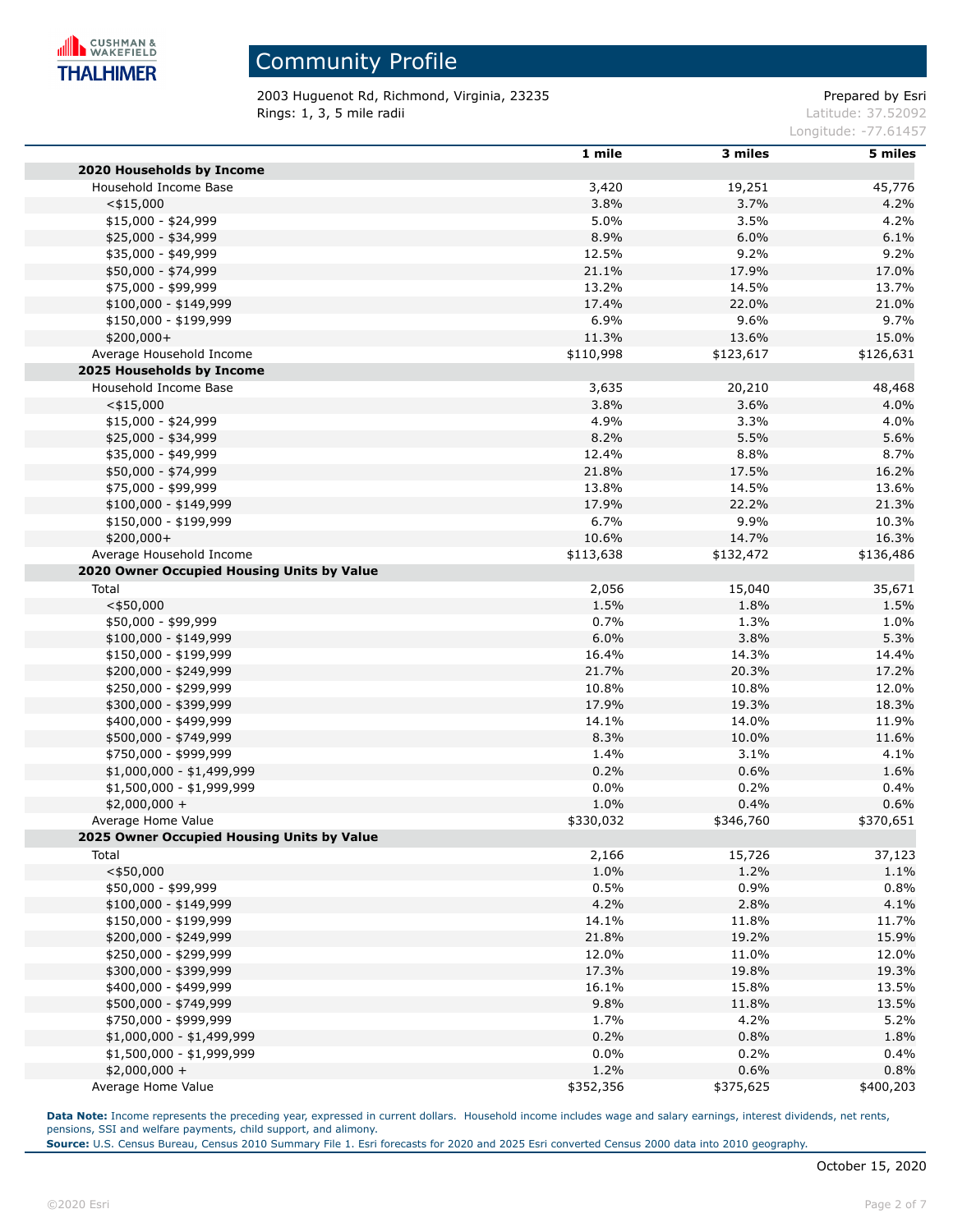# Community Profile

2003 Huguenot Rd, Richmond, Virginia, 23235
Rings: 1, 3, 5 mile radii

Prepared by Esri
Latitude: 37.52092
Longitude: -77.61457

| | 1 mile | 3 miles | 5 miles |
|---|---|---|---|
| **2020 Households by Income** | | | |
| Household Income Base | 3,420 | 19,251 | 45,776 |
| <$15,000 | 3.8% | 3.7% | 4.2% |
| $15,000 - $24,999 | 5.0% | 3.5% | 4.2% |
| $25,000 - $34,999 | 8.9% | 6.0% | 6.1% |
| $35,000 - $49,999 | 12.5% | 9.2% | 9.2% |
| $50,000 - $74,999 | 21.1% | 17.9% | 17.0% |
| $75,000 - $99,999 | 13.2% | 14.5% | 13.7% |
| $100,000 - $149,999 | 17.4% | 22.0% | 21.0% |
| $150,000 - $199,999 | 6.9% | 9.6% | 9.7% |
| $200,000+ | 11.3% | 13.6% | 15.0% |
| Average Household Income | $110,998 | $123,617 | $126,631 |
| **2025 Households by Income** | | | |
| Household Income Base | 3,635 | 20,210 | 48,468 |
| <$15,000 | 3.8% | 3.6% | 4.0% |
| $15,000 - $24,999 | 4.9% | 3.3% | 4.0% |
| $25,000 - $34,999 | 8.2% | 5.5% | 5.6% |
| $35,000 - $49,999 | 12.4% | 8.8% | 8.7% |
| $50,000 - $74,999 | 21.8% | 17.5% | 16.2% |
| $75,000 - $99,999 | 13.8% | 14.5% | 13.6% |
| $100,000 - $149,999 | 17.9% | 22.2% | 21.3% |
| $150,000 - $199,999 | 6.7% | 9.9% | 10.3% |
| $200,000+ | 10.6% | 14.7% | 16.3% |
| Average Household Income | $113,638 | $132,472 | $136,486 |
| **2020 Owner Occupied Housing Units by Value** | | | |
| Total | 2,056 | 15,040 | 35,671 |
| <$50,000 | 1.5% | 1.8% | 1.5% |
| $50,000 - $99,999 | 0.7% | 1.3% | 1.0% |
| $100,000 - $149,999 | 6.0% | 3.8% | 5.3% |
| $150,000 - $199,999 | 16.4% | 14.3% | 14.4% |
| $200,000 - $249,999 | 21.7% | 20.3% | 17.2% |
| $250,000 - $299,999 | 10.8% | 10.8% | 12.0% |
| $300,000 - $399,999 | 17.9% | 19.3% | 18.3% |
| $400,000 - $499,999 | 14.1% | 14.0% | 11.9% |
| $500,000 - $749,999 | 8.3% | 10.0% | 11.6% |
| $750,000 - $999,999 | 1.4% | 3.1% | 4.1% |
| $1,000,000 - $1,499,999 | 0.2% | 0.6% | 1.6% |
| $1,500,000 - $1,999,999 | 0.0% | 0.2% | 0.4% |
| $2,000,000 + | 1.0% | 0.4% | 0.6% |
| Average Home Value | $330,032 | $346,760 | $370,651 |
| **2025 Owner Occupied Housing Units by Value** | | | |
| Total | 2,166 | 15,726 | 37,123 |
| <$50,000 | 1.0% | 1.2% | 1.1% |
| $50,000 - $99,999 | 0.5% | 0.9% | 0.8% |
| $100,000 - $149,999 | 4.2% | 2.8% | 4.1% |
| $150,000 - $199,999 | 14.1% | 11.8% | 11.7% |
| $200,000 - $249,999 | 21.8% | 19.2% | 15.9% |
| $250,000 - $299,999 | 12.0% | 11.0% | 12.0% |
| $300,000 - $399,999 | 17.3% | 19.8% | 19.3% |
| $400,000 - $499,999 | 16.1% | 15.8% | 13.5% |
| $500,000 - $749,999 | 9.8% | 11.8% | 13.5% |
| $750,000 - $999,999 | 1.7% | 4.2% | 5.2% |
| $1,000,000 - $1,499,999 | 0.2% | 0.8% | 1.8% |
| $1,500,000 - $1,999,999 | 0.0% | 0.2% | 0.4% |
| $2,000,000 + | 1.2% | 0.6% | 0.8% |
| Average Home Value | $352,356 | $375,625 | $400,203 |

**Data Note:** Income represents the preceding year, expressed in current dollars. Household income includes wage and salary earnings, interest dividends, net rents, pensions, SSI and welfare payments, child support, and alimony.
**Source:** U.S. Census Bureau, Census 2010 Summary File 1. Esri forecasts for 2020 and 2025 Esri converted Census 2000 data into 2010 geography.

October 15, 2020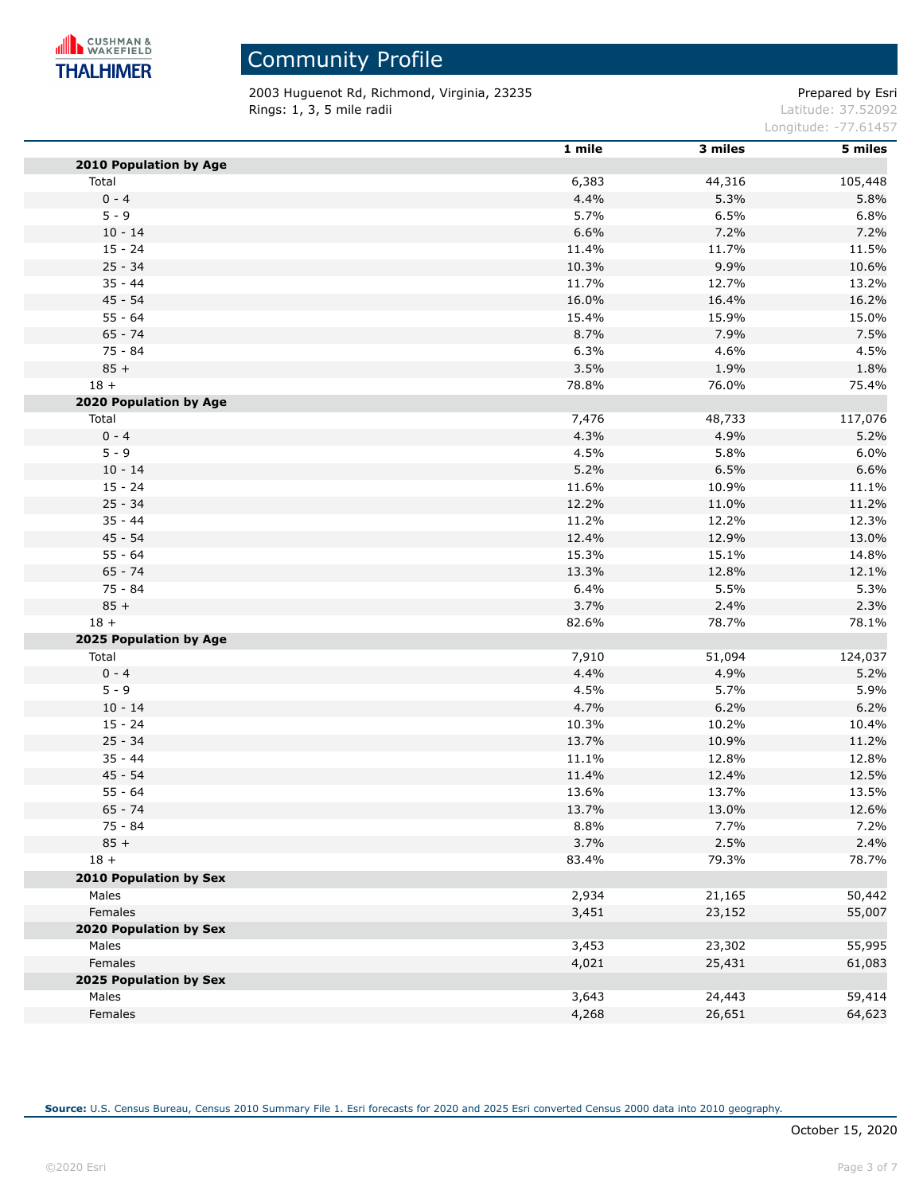# Community Profile

2003 Huguenot Rd, Richmond, Virginia, 23235
Rings: 1, 3, 5 mile radii

Prepared by Esri
Latitude: 37.52092
Longitude: -77.61457

| | 1 mile | 3 miles | 5 miles |
|---|---|---|---|
| **2010 Population by Age** | | | |
| Total | 6,383 | 44,316 | 105,448 |
| 0 - 4 | 4.4% | 5.3% | 5.8% |
| 5 - 9 | 5.7% | 6.5% | 6.8% |
| 10 - 14 | 6.6% | 7.2% | 7.2% |
| 15 - 24 | 11.4% | 11.7% | 11.5% |
| 25 - 34 | 10.3% | 9.9% | 10.6% |
| 35 - 44 | 11.7% | 12.7% | 13.2% |
| 45 - 54 | 16.0% | 16.4% | 16.2% |
| 55 - 64 | 15.4% | 15.9% | 15.0% |
| 65 - 74 | 8.7% | 7.9% | 7.5% |
| 75 - 84 | 6.3% | 4.6% | 4.5% |
| 85 + | 3.5% | 1.9% | 1.8% |
| 18 + | 78.8% | 76.0% | 75.4% |
| **2020 Population by Age** | | | |
| Total | 7,476 | 48,733 | 117,076 |
| 0 - 4 | 4.3% | 4.9% | 5.2% |
| 5 - 9 | 4.5% | 5.8% | 6.0% |
| 10 - 14 | 5.2% | 6.5% | 6.6% |
| 15 - 24 | 11.6% | 10.9% | 11.1% |
| 25 - 34 | 12.2% | 11.0% | 11.2% |
| 35 - 44 | 11.2% | 12.2% | 12.3% |
| 45 - 54 | 12.4% | 12.9% | 13.0% |
| 55 - 64 | 15.3% | 15.1% | 14.8% |
| 65 - 74 | 13.3% | 12.8% | 12.1% |
| 75 - 84 | 6.4% | 5.5% | 5.3% |
| 85 + | 3.7% | 2.4% | 2.3% |
| 18 + | 82.6% | 78.7% | 78.1% |
| **2025 Population by Age** | | | |
| Total | 7,910 | 51,094 | 124,037 |
| 0 - 4 | 4.4% | 4.9% | 5.2% |
| 5 - 9 | 4.5% | 5.7% | 5.9% |
| 10 - 14 | 4.7% | 6.2% | 6.2% |
| 15 - 24 | 10.3% | 10.2% | 10.4% |
| 25 - 34 | 13.7% | 10.9% | 11.2% |
| 35 - 44 | 11.1% | 12.8% | 12.8% |
| 45 - 54 | 11.4% | 12.4% | 12.5% |
| 55 - 64 | 13.6% | 13.7% | 13.5% |
| 65 - 74 | 13.7% | 13.0% | 12.6% |
| 75 - 84 | 8.8% | 7.7% | 7.2% |
| 85 + | 3.7% | 2.5% | 2.4% |
| 18 + | 83.4% | 79.3% | 78.7% |
| **2010 Population by Sex** | | | |
| Males | 2,934 | 21,165 | 50,442 |
| Females | 3,451 | 23,152 | 55,007 |
| **2020 Population by Sex** | | | |
| Males | 3,453 | 23,302 | 55,995 |
| Females | 4,021 | 25,431 | 61,083 |
| **2025 Population by Sex** | | | |
| Males | 3,643 | 24,443 | 59,414 |
| Females | 4,268 | 26,651 | 64,623 |

**Source:** U.S. Census Bureau, Census 2010 Summary File 1. Esri forecasts for 2020 and 2025 Esri converted Census 2000 data into 2010 geography.

October 15, 2020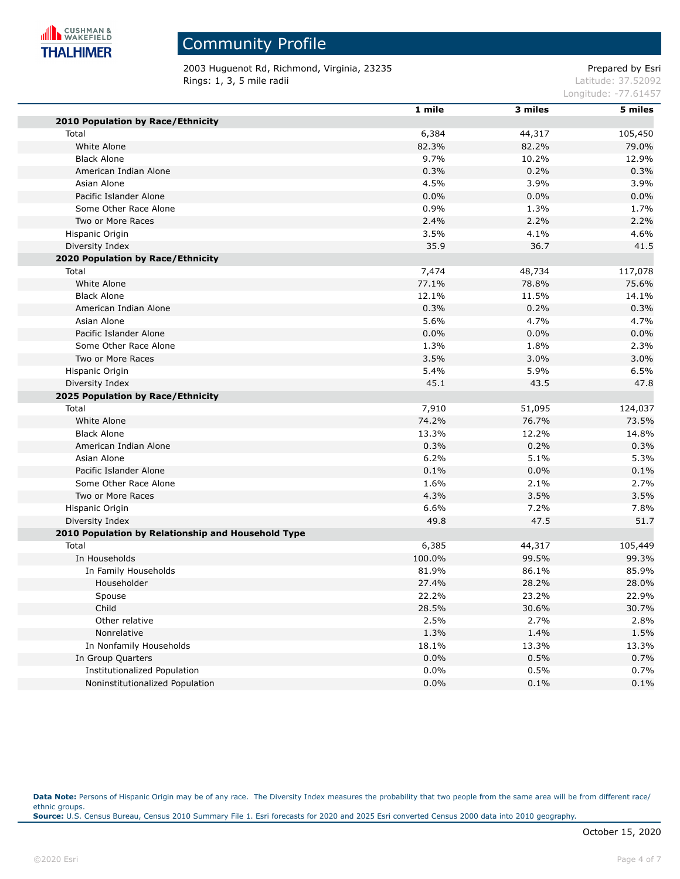# Community Profile

2003 Huguenot Rd, Richmond, Virginia, 23235
Rings: 1, 3, 5 mile radii

Prepared by Esri
Latitude: 37.52092
Longitude: -77.61457

| | 1 mile | 3 miles | 5 miles |
|---|---|---|---|
| **2010 Population by Race/Ethnicity** | | | |
| Total | 6,384 | 44,317 | 105,450 |
| White Alone | 82.3% | 82.2% | 79.0% |
| Black Alone | 9.7% | 10.2% | 12.9% |
| American Indian Alone | 0.3% | 0.2% | 0.3% |
| Asian Alone | 4.5% | 3.9% | 3.9% |
| Pacific Islander Alone | 0.0% | 0.0% | 0.0% |
| Some Other Race Alone | 0.9% | 1.3% | 1.7% |
| Two or More Races | 2.4% | 2.2% | 2.2% |
| Hispanic Origin | 3.5% | 4.1% | 4.6% |
| Diversity Index | 35.9 | 36.7 | 41.5 |
| **2020 Population by Race/Ethnicity** | | | |
| Total | 7,474 | 48,734 | 117,078 |
| White Alone | 77.1% | 78.8% | 75.6% |
| Black Alone | 12.1% | 11.5% | 14.1% |
| American Indian Alone | 0.3% | 0.2% | 0.3% |
| Asian Alone | 5.6% | 4.7% | 4.7% |
| Pacific Islander Alone | 0.0% | 0.0% | 0.0% |
| Some Other Race Alone | 1.3% | 1.8% | 2.3% |
| Two or More Races | 3.5% | 3.0% | 3.0% |
| Hispanic Origin | 5.4% | 5.9% | 6.5% |
| Diversity Index | 45.1 | 43.5 | 47.8 |
| **2025 Population by Race/Ethnicity** | | | |
| Total | 7,910 | 51,095 | 124,037 |
| White Alone | 74.2% | 76.7% | 73.5% |
| Black Alone | 13.3% | 12.2% | 14.8% |
| American Indian Alone | 0.3% | 0.2% | 0.3% |
| Asian Alone | 6.2% | 5.1% | 5.3% |
| Pacific Islander Alone | 0.1% | 0.0% | 0.1% |
| Some Other Race Alone | 1.6% | 2.1% | 2.7% |
| Two or More Races | 4.3% | 3.5% | 3.5% |
| Hispanic Origin | 6.6% | 7.2% | 7.8% |
| Diversity Index | 49.8 | 47.5 | 51.7 |
| **2010 Population by Relationship and Household Type** | | | |
| Total | 6,385 | 44,317 | 105,449 |
| In Households | 100.0% | 99.5% | 99.3% |
| In Family Households | 81.9% | 86.1% | 85.9% |
| Householder | 27.4% | 28.2% | 28.0% |
| Spouse | 22.2% | 23.2% | 22.9% |
| Child | 28.5% | 30.6% | 30.7% |
| Other relative | 2.5% | 2.7% | 2.8% |
| Nonrelative | 1.3% | 1.4% | 1.5% |
| In Nonfamily Households | 18.1% | 13.3% | 13.3% |
| In Group Quarters | 0.0% | 0.5% | 0.7% |
| Institutionalized Population | 0.0% | 0.5% | 0.7% |
| Noninstitutionalized Population | 0.0% | 0.1% | 0.1% |

**Data Note:** Persons of Hispanic Origin may be of any race. The Diversity Index measures the probability that two people from the same area will be from different race/ethnic groups.
**Source:** U.S. Census Bureau, Census 2010 Summary File 1. Esri forecasts for 2020 and 2025 Esri converted Census 2000 data into 2010 geography.

October 15, 2020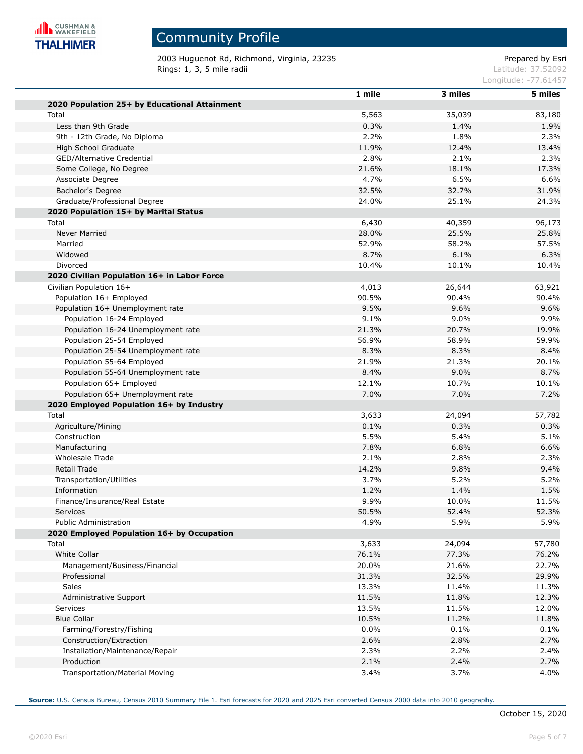# Community Profile

2003 Huguenot Rd, Richmond, Virginia, 23235
Rings: 1, 3, 5 mile radii

Prepared by Esri
Latitude: 37.52092
Longitude: -77.61457

| | 1 mile | 3 miles | 5 miles |
|---|---|---|---|
| **2020 Population 25+ by Educational Attainment** | | | |
| Total | 5,563 | 35,039 | 83,180 |
| Less than 9th Grade | 0.3% | 1.4% | 1.9% |
| 9th - 12th Grade, No Diploma | 2.2% | 1.8% | 2.3% |
| High School Graduate | 11.9% | 12.4% | 13.4% |
| GED/Alternative Credential | 2.8% | 2.1% | 2.3% |
| Some College, No Degree | 21.6% | 18.1% | 17.3% |
| Associate Degree | 4.7% | 6.5% | 6.6% |
| Bachelor's Degree | 32.5% | 32.7% | 31.9% |
| Graduate/Professional Degree | 24.0% | 25.1% | 24.3% |
| **2020 Population 15+ by Marital Status** | | | |
| Total | 6,430 | 40,359 | 96,173 |
| Never Married | 28.0% | 25.5% | 25.8% |
| Married | 52.9% | 58.2% | 57.5% |
| Widowed | 8.7% | 6.1% | 6.3% |
| Divorced | 10.4% | 10.1% | 10.4% |
| **2020 Civilian Population 16+ in Labor Force** | | | |
| Civilian Population 16+ | 4,013 | 26,644 | 63,921 |
| Population 16+ Employed | 90.5% | 90.4% | 90.4% |
| Population 16+ Unemployment rate | 9.5% | 9.6% | 9.6% |
| Population 16-24 Employed | 9.1% | 9.0% | 9.9% |
| Population 16-24 Unemployment rate | 21.3% | 20.7% | 19.9% |
| Population 25-54 Employed | 56.9% | 58.9% | 59.9% |
| Population 25-54 Unemployment rate | 8.3% | 8.3% | 8.4% |
| Population 55-64 Employed | 21.9% | 21.3% | 20.1% |
| Population 55-64 Unemployment rate | 8.4% | 9.0% | 8.7% |
| Population 65+ Employed | 12.1% | 10.7% | 10.1% |
| Population 65+ Unemployment rate | 7.0% | 7.0% | 7.2% |
| **2020 Employed Population 16+ by Industry** | | | |
| Total | 3,633 | 24,094 | 57,782 |
| Agriculture/Mining | 0.1% | 0.3% | 0.3% |
| Construction | 5.5% | 5.4% | 5.1% |
| Manufacturing | 7.8% | 6.8% | 6.6% |
| Wholesale Trade | 2.1% | 2.8% | 2.3% |
| Retail Trade | 14.2% | 9.8% | 9.4% |
| Transportation/Utilities | 3.7% | 5.2% | 5.2% |
| Information | 1.2% | 1.4% | 1.5% |
| Finance/Insurance/Real Estate | 9.9% | 10.0% | 11.5% |
| Services | 50.5% | 52.4% | 52.3% |
| Public Administration | 4.9% | 5.9% | 5.9% |
| **2020 Employed Population 16+ by Occupation** | | | |
| Total | 3,633 | 24,094 | 57,780 |
| White Collar | 76.1% | 77.3% | 76.2% |
| Management/Business/Financial | 20.0% | 21.6% | 22.7% |
| Professional | 31.3% | 32.5% | 29.9% |
| Sales | 13.3% | 11.4% | 11.3% |
| Administrative Support | 11.5% | 11.8% | 12.3% |
| Services | 13.5% | 11.5% | 12.0% |
| Blue Collar | 10.5% | 11.2% | 11.8% |
| Farming/Forestry/Fishing | 0.0% | 0.1% | 0.1% |
| Construction/Extraction | 2.6% | 2.8% | 2.7% |
| Installation/Maintenance/Repair | 2.3% | 2.2% | 2.4% |
| Production | 2.1% | 2.4% | 2.7% |
| Transportation/Material Moving | 3.4% | 3.7% | 4.0% |

**Source:** U.S. Census Bureau, Census 2010 Summary File 1. Esri forecasts for 2020 and 2025 Esri converted Census 2000 data into 2010 geography.

October 15, 2020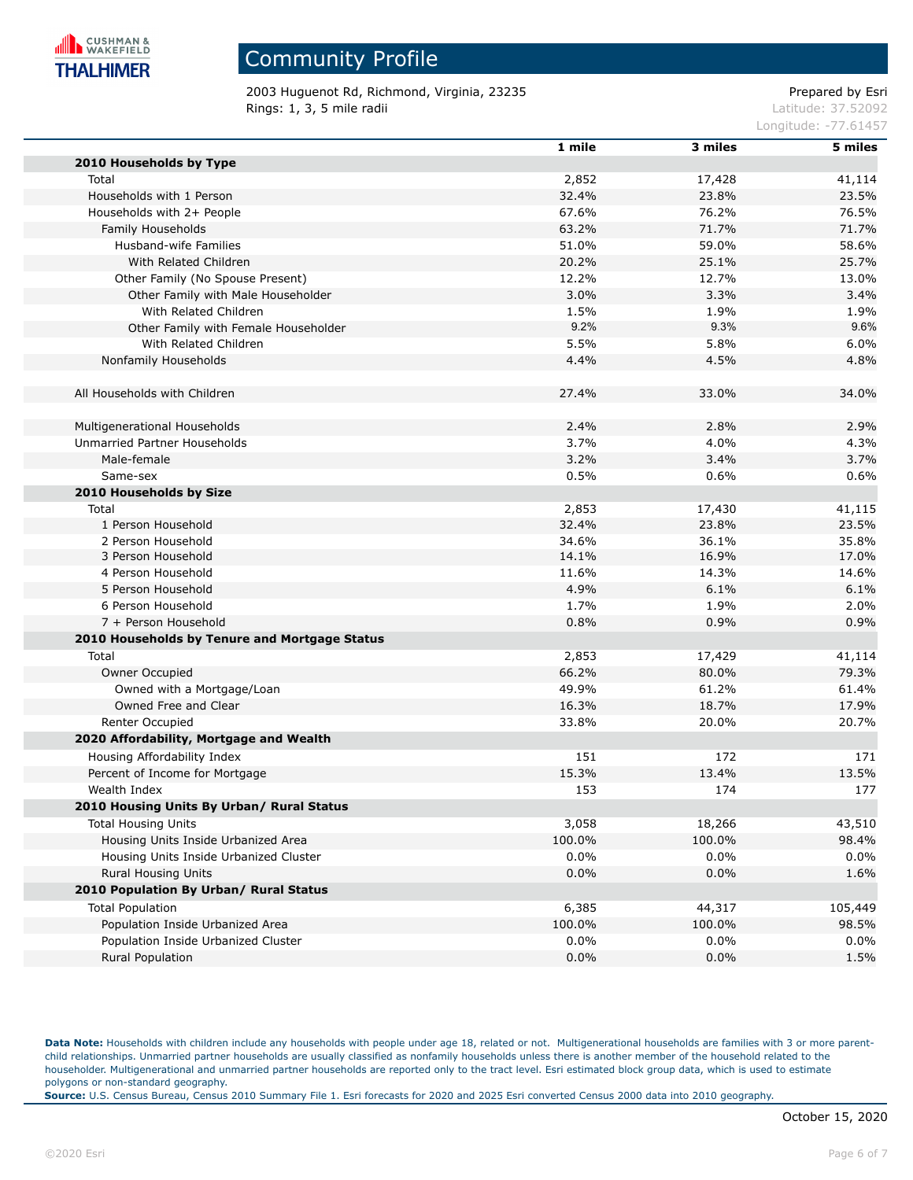# Community Profile

2003 Huguenot Rd, Richmond, Virginia, 23235
Rings: 1, 3, 5 mile radii

Prepared by Esri
Latitude: 37.52092
Longitude: -77.61457

| | 1 mile | 3 miles | 5 miles |
|---|---|---|---|
| **2010 Households by Type** | | | |
| Total | 2,852 | 17,428 | 41,114 |
| Households with 1 Person | 32.4% | 23.8% | 23.5% |
| Households with 2+ People | 67.6% | 76.2% | 76.5% |
| Family Households | 63.2% | 71.7% | 71.7% |
| Husband-wife Families | 51.0% | 59.0% | 58.6% |
| With Related Children | 20.2% | 25.1% | 25.7% |
| Other Family (No Spouse Present) | 12.2% | 12.7% | 13.0% |
| Other Family with Male Householder | 3.0% | 3.3% | 3.4% |
| With Related Children | 1.5% | 1.9% | 1.9% |
| Other Family with Female Householder | 9.2% | 9.3% | 9.6% |
| With Related Children | 5.5% | 5.8% | 6.0% |
| Nonfamily Households | 4.4% | 4.5% | 4.8% |
| | | | |
| All Households with Children | 27.4% | 33.0% | 34.0% |
| | | | |
| Multigenerational Households | 2.4% | 2.8% | 2.9% |
| Unmarried Partner Households | 3.7% | 4.0% | 4.3% |
| Male-female | 3.2% | 3.4% | 3.7% |
| Same-sex | 0.5% | 0.6% | 0.6% |
| **2010 Households by Size** | | | |
| Total | 2,853 | 17,430 | 41,115 |
| 1 Person Household | 32.4% | 23.8% | 23.5% |
| 2 Person Household | 34.6% | 36.1% | 35.8% |
| 3 Person Household | 14.1% | 16.9% | 17.0% |
| 4 Person Household | 11.6% | 14.3% | 14.6% |
| 5 Person Household | 4.9% | 6.1% | 6.1% |
| 6 Person Household | 1.7% | 1.9% | 2.0% |
| 7 + Person Household | 0.8% | 0.9% | 0.9% |
| **2010 Households by Tenure and Mortgage Status** | | | |
| Total | 2,853 | 17,429 | 41,114 |
| Owner Occupied | 66.2% | 80.0% | 79.3% |
| Owned with a Mortgage/Loan | 49.9% | 61.2% | 61.4% |
| Owned Free and Clear | 16.3% | 18.7% | 17.9% |
| Renter Occupied | 33.8% | 20.0% | 20.7% |
| **2020 Affordability, Mortgage and Wealth** | | | |
| Housing Affordability Index | 151 | 172 | 171 |
| Percent of Income for Mortgage | 15.3% | 13.4% | 13.5% |
| Wealth Index | 153 | 174 | 177 |
| **2010 Housing Units By Urban/ Rural Status** | | | |
| Total Housing Units | 3,058 | 18,266 | 43,510 |
| Housing Units Inside Urbanized Area | 100.0% | 100.0% | 98.4% |
| Housing Units Inside Urbanized Cluster | 0.0% | 0.0% | 0.0% |
| Rural Housing Units | 0.0% | 0.0% | 1.6% |
| **2010 Population By Urban/ Rural Status** | | | |
| Total Population | 6,385 | 44,317 | 105,449 |
| Population Inside Urbanized Area | 100.0% | 100.0% | 98.5% |
| Population Inside Urbanized Cluster | 0.0% | 0.0% | 0.0% |
| Rural Population | 0.0% | 0.0% | 1.5% |

**Data Note:** Households with children include any households with people under age 18, related or not. Multigenerational households are families with 3 or more parent-child relationships. Unmarried partner households are usually classified as nonfamily households unless there is another member of the household related to the householder. Multigenerational and unmarried partner households are reported only to the tract level. Esri estimated block group data, which is used to estimate polygons or non-standard geography.
**Source:** U.S. Census Bureau, Census 2010 Summary File 1. Esri forecasts for 2020 and 2025 Esri converted Census 2000 data into 2010 geography.

October 15, 2020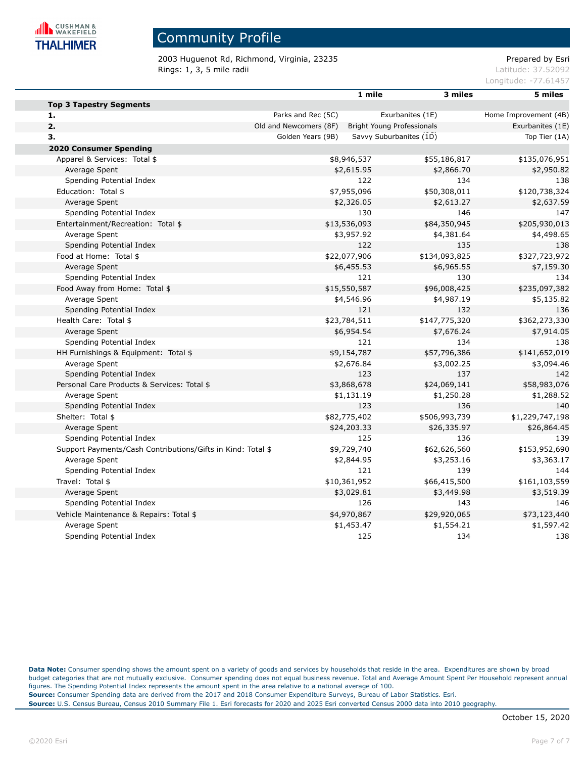CUSHMAN & WAKEFIELD THALHIMER

# Community Profile

2003 Huguenot Rd, Richmond, Virginia, 23235
Rings: 1, 3, 5 mile radii

Prepared by Esri
Latitude: 37.52092
Longitude: -77.61457

| | 1 mile | 3 miles | 5 miles |
|---|---|---|---|
| **Top 3 Tapestry Segments** | | | |
| **1.** | Parks and Rec (5C) | Exurbanites (1E) | Home Improvement (4B) |
| **2.** | Old and Newcomers (8F) | Bright Young Professionals | Exurbanites (1E) |
| **3.** | Golden Years (9B) | Savvy Suburbanites (1D) | Top Tier (1A) |
| **2020 Consumer Spending** | | | |
| Apparel & Services: Total $ | $8,946,537 | $55,186,817 | $135,076,951 |
| Average Spent | $2,615.95 | $2,866.70 | $2,950.82 |
| Spending Potential Index | 122 | 134 | 138 |
| Education: Total $ | $7,955,096 | $50,308,011 | $120,738,324 |
| Average Spent | $2,326.05 | $2,613.27 | $2,637.59 |
| Spending Potential Index | 130 | 146 | 147 |
| Entertainment/Recreation: Total $ | $13,536,093 | $84,350,945 | $205,930,013 |
| Average Spent | $3,957.92 | $4,381.64 | $4,498.65 |
| Spending Potential Index | 122 | 135 | 138 |
| Food at Home: Total $ | $22,077,906 | $134,093,825 | $327,723,972 |
| Average Spent | $6,455.53 | $6,965.55 | $7,159.30 |
| Spending Potential Index | 121 | 130 | 134 |
| Food Away from Home: Total $ | $15,550,587 | $96,008,425 | $235,097,382 |
| Average Spent | $4,546.96 | $4,987.19 | $5,135.82 |
| Spending Potential Index | 121 | 132 | 136 |
| Health Care: Total $ | $23,784,511 | $147,775,320 | $362,273,330 |
| Average Spent | $6,954.54 | $7,676.24 | $7,914.05 |
| Spending Potential Index | 121 | 134 | 138 |
| HH Furnishings & Equipment: Total $ | $9,154,787 | $57,796,386 | $141,652,019 |
| Average Spent | $2,676.84 | $3,002.25 | $3,094.46 |
| Spending Potential Index | 123 | 137 | 142 |
| Personal Care Products & Services: Total $ | $3,868,678 | $24,069,141 | $58,983,076 |
| Average Spent | $1,131.19 | $1,250.28 | $1,288.52 |
| Spending Potential Index | 123 | 136 | 140 |
| Shelter: Total $ | $82,775,402 | $506,993,739 | $1,229,747,198 |
| Average Spent | $24,203.33 | $26,335.97 | $26,864.45 |
| Spending Potential Index | 125 | 136 | 139 |
| Support Payments/Cash Contributions/Gifts in Kind: Total $ | $9,729,740 | $62,626,560 | $153,952,690 |
| Average Spent | $2,844.95 | $3,253.16 | $3,363.17 |
| Spending Potential Index | 121 | 139 | 144 |
| Travel: Total $ | $10,361,952 | $66,415,500 | $161,103,559 |
| Average Spent | $3,029.81 | $3,449.98 | $3,519.39 |
| Spending Potential Index | 126 | 143 | 146 |
| Vehicle Maintenance & Repairs: Total $ | $4,970,867 | $29,920,065 | $73,123,440 |
| Average Spent | $1,453.47 | $1,554.21 | $1,597.42 |
| Spending Potential Index | 125 | 134 | 138 |

**Data Note:** Consumer spending shows the amount spent on a variety of goods and services by households that reside in the area. Expenditures are shown by broad budget categories that are not mutually exclusive. Consumer spending does not equal business revenue. Total and Average Amount Spent Per Household represent annual figures. The Spending Potential Index represents the amount spent in the area relative to a national average of 100.
**Source:** Consumer Spending data are derived from the 2017 and 2018 Consumer Expenditure Surveys, Bureau of Labor Statistics. Esri.
**Source:** U.S. Census Bureau, Census 2010 Summary File 1. Esri forecasts for 2020 and 2025 Esri converted Census 2000 data into 2010 geography.

October 15, 2020

©2020 Esri